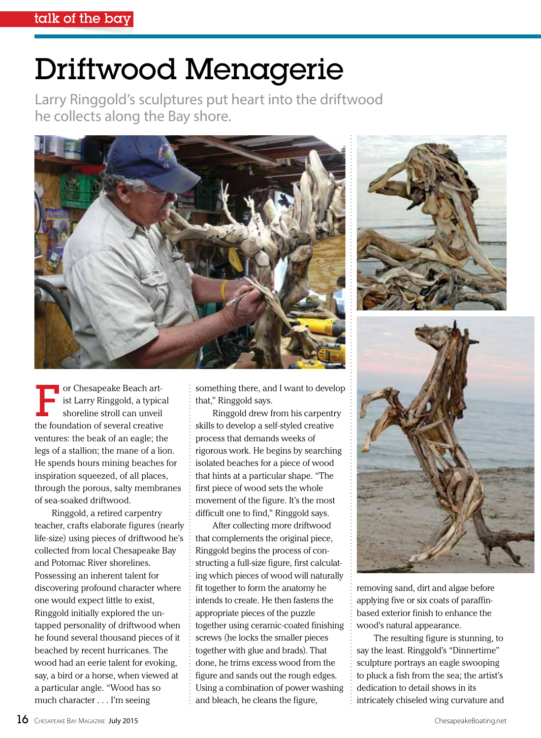talk of the bay

# Driftwood Menagerie

Larry Ringgold's sculptures put heart into the driftwood he collects along the Bay shore.

For Chesapeake Beach artist Larry Ringgold, a typical shoreline stroll can unveil the foundation of several creative ventures: the beak of an eagle; the legs of a stallion; the mane of a lion. He spends hours mining beaches for inspiration squeezed, of all places, through the porous, salty membranes of sea-soaked driftwood.

Ringgold, a retired carpentry teacher, crafts elaborate figures (nearly life-size) using pieces of driftwood he's collected from local Chesapeake Bay and Potomac River shorelines. Possessing an inherent talent for discovering profound character where one would expect little to exist, Ringgold initially explored the untapped personality of driftwood when he found several thousand pieces of it beached by recent hurricanes. The wood had an eerie talent for evoking, say, a bird or a horse, when viewed at a particular angle. "Wood has so much character . . . I'm seeing something there, and I want to develop that," Ringgold says.

Ringgold drew from his carpentry skills to develop a self-styled creative process that demands weeks of rigorous work. He begins by searching isolated beaches for a piece of wood that hints at a particular shape. "The first piece of wood sets the whole movement of the figure. It's the most difficult one to find," Ringgold says.

After collecting more driftwood that complements the original piece, Ringgold begins the process of constructing a full-size figure, first calculating which pieces of wood will naturally fit together to form the anatomy he intends to create. He then fastens the appropriate pieces of the puzzle together using ceramic-coated finishing screws (he locks the smaller pieces together with glue and brads). That done, he trims excess wood from the figure and sands out the rough edges. Using a combination of power washing and bleach, he cleans the figure, removing sand, dirt and algae before applying five or six coats of paraffin-based exterior finish to enhance the wood's natural appearance.

The resulting figure is stunning, to say the least. Ringgold's "Dinnertime" sculpture portrays an eagle swooping to pluck a fish from the sea; the artist's dedication to detail shows in its intricately chiseled wing curvature and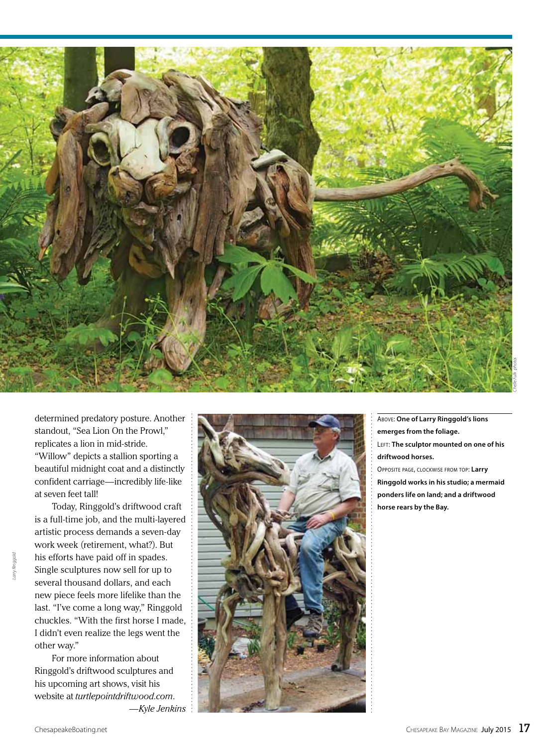determined predatory posture. Another standout, "Sea Lion On the Prowl," replicates a lion in mid-stride. "Willow" depicts a stallion sporting a beautiful midnight coat and a distinctly confident carriage—incredibly life-like at seven feet tall!

Today, Ringgold's driftwood craft is a full-time job, and the multi-layered artistic process demands a seven-day work week (retirement, what?). But his efforts have paid off in spades. Single sculptures now sell for up to several thousand dollars, and each new piece feels more lifelike than the last. "I've come a long way," Ringgold chuckles. "With the first horse I made, I didn't even realize the legs went the other way."

For more information about Ringgold's driftwood sculptures and his upcoming art shows, visit his website at *turtlepointdriftwood.com*.

—*Kyle Jenkins*

Above: **One of Larry Ringgold's lions emerges from the foliage.**
Left: **The sculptor mounted on one of his driftwood horses.**
Opposite page, clockwise from top: **Larry Ringgold works in his studio; a mermaid ponders life on land; and a driftwood horse rears by the Bay.**

*Chelle Fulk photos*

*Larry Ringgold*